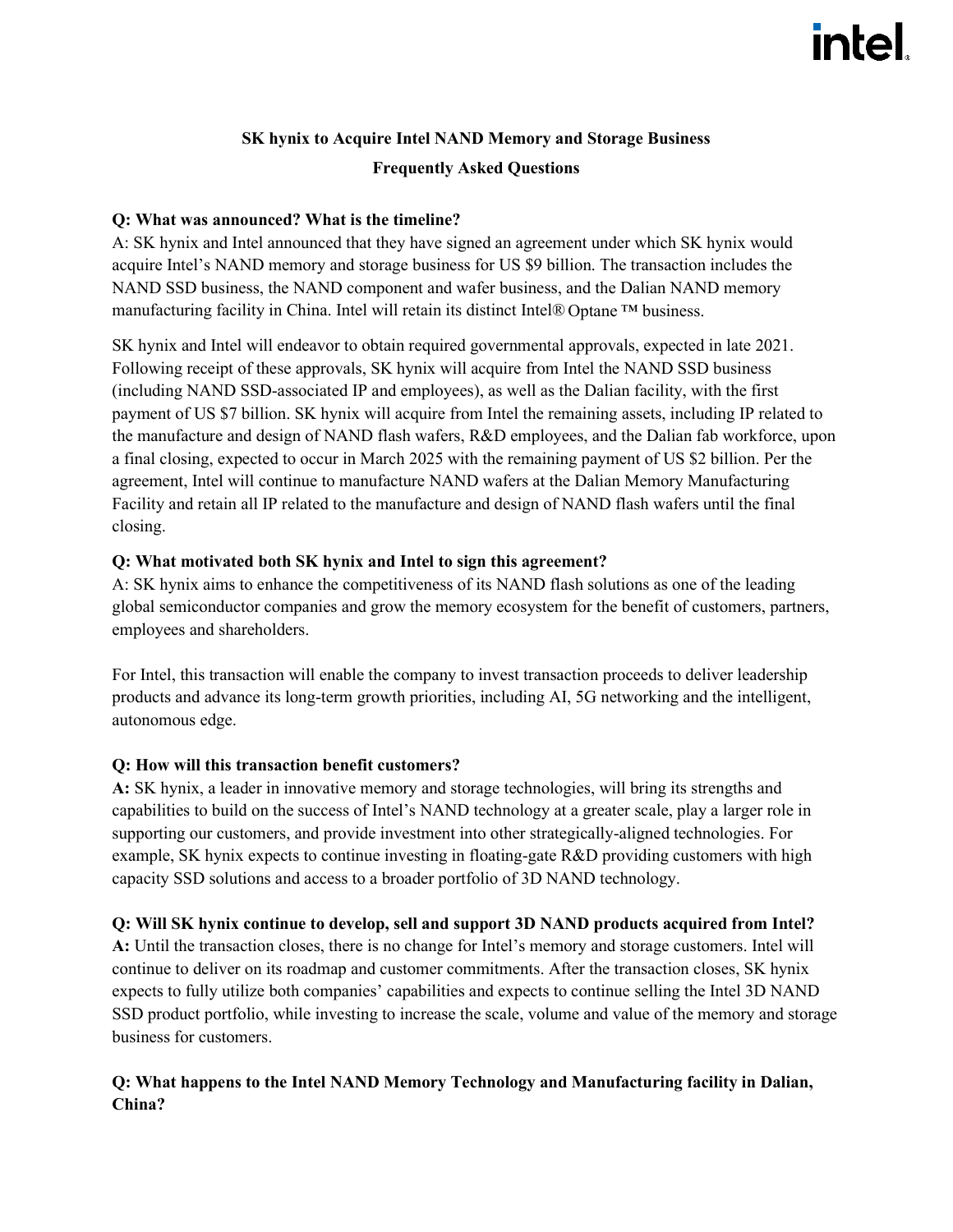# SK hynix to Acquire Intel NAND Memory and Storage Business

## Frequently Asked Questions

**Q: What was announced? What is the timeline?**

A: SK hynix and Intel announced that they have signed an agreement under which SK hynix would acquire Intel's NAND memory and storage business for US $9 billion. The transaction includes the NAND SSD business, the NAND component and wafer business, and the Dalian NAND memory manufacturing facility in China. Intel will retain its distinct Intel® Optane ™ business.

SK hynix and Intel will endeavor to obtain required governmental approvals, expected in late 2021. Following receipt of these approvals, SK hynix will acquire from Intel the NAND SSD business (including NAND SSD-associated IP and employees), as well as the Dalian facility, with the first payment of US $7 billion. SK hynix will acquire from Intel the remaining assets, including IP related to the manufacture and design of NAND flash wafers, R&D employees, and the Dalian fab workforce, upon a final closing, expected to occur in March 2025 with the remaining payment of US $2 billion. Per the agreement, Intel will continue to manufacture NAND wafers at the Dalian Memory Manufacturing Facility and retain all IP related to the manufacture and design of NAND flash wafers until the final closing.

**Q: What motivated both SK hynix and Intel to sign this agreement?**

A: SK hynix aims to enhance the competitiveness of its NAND flash solutions as one of the leading global semiconductor companies and grow the memory ecosystem for the benefit of customers, partners, employees and shareholders.

For Intel, this transaction will enable the company to invest transaction proceeds to deliver leadership products and advance its long-term growth priorities, including AI, 5G networking and the intelligent, autonomous edge.

**Q: How will this transaction benefit customers?**

**A:** SK hynix, a leader in innovative memory and storage technologies, will bring its strengths and capabilities to build on the success of Intel's NAND technology at a greater scale, play a larger role in supporting our customers, and provide investment into other strategically-aligned technologies. For example, SK hynix expects to continue investing in floating-gate R&D providing customers with high capacity SSD solutions and access to a broader portfolio of 3D NAND technology.

**Q: Will SK hynix continue to develop, sell and support 3D NAND products acquired from Intel?**

**A:** Until the transaction closes, there is no change for Intel's memory and storage customers. Intel will continue to deliver on its roadmap and customer commitments. After the transaction closes, SK hynix expects to fully utilize both companies' capabilities and expects to continue selling the Intel 3D NAND SSD product portfolio, while investing to increase the scale, volume and value of the memory and storage business for customers.

**Q: What happens to the Intel NAND Memory Technology and Manufacturing facility in Dalian, China?**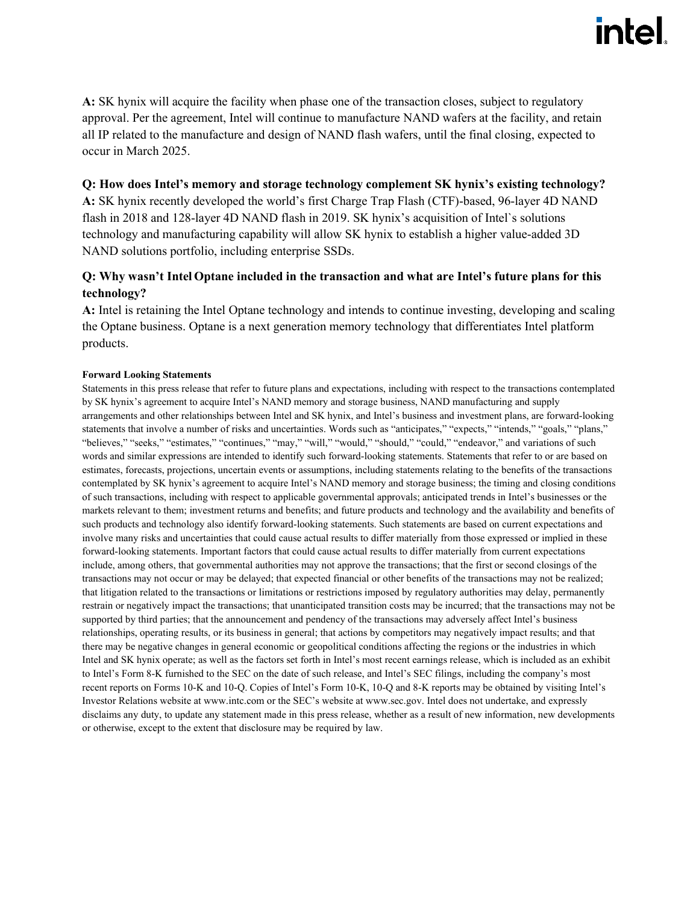**A:** SK hynix will acquire the facility when phase one of the transaction closes, subject to regulatory approval. Per the agreement, Intel will continue to manufacture NAND wafers at the facility, and retain all IP related to the manufacture and design of NAND flash wafers, until the final closing, expected to occur in March 2025.

**Q: How does Intel's memory and storage technology complement SK hynix's existing technology?**
**A:** SK hynix recently developed the world's first Charge Trap Flash (CTF)-based, 96-layer 4D NAND flash in 2018 and 128-layer 4D NAND flash in 2019. SK hynix's acquisition of Intel`s solutions technology and manufacturing capability will allow SK hynix to establish a higher value-added 3D NAND solutions portfolio, including enterprise SSDs.

**Q: Why wasn't Intel Optane included in the transaction and what are Intel's future plans for this technology?**
**A:** Intel is retaining the Intel Optane technology and intends to continue investing, developing and scaling the Optane business. Optane is a next generation memory technology that differentiates Intel platform products.

**Forward Looking Statements**

Statements in this press release that refer to future plans and expectations, including with respect to the transactions contemplated by SK hynix's agreement to acquire Intel's NAND memory and storage business, NAND manufacturing and supply arrangements and other relationships between Intel and SK hynix, and Intel's business and investment plans, are forward-looking statements that involve a number of risks and uncertainties. Words such as "anticipates," "expects," "intends," "goals," "plans," "believes," "seeks," "estimates," "continues," "may," "will," "would," "should," "could," "endeavor," and variations of such words and similar expressions are intended to identify such forward-looking statements. Statements that refer to or are based on estimates, forecasts, projections, uncertain events or assumptions, including statements relating to the benefits of the transactions contemplated by SK hynix's agreement to acquire Intel's NAND memory and storage business; the timing and closing conditions of such transactions, including with respect to applicable governmental approvals; anticipated trends in Intel's businesses or the markets relevant to them; investment returns and benefits; and future products and technology and the availability and benefits of such products and technology also identify forward-looking statements. Such statements are based on current expectations and involve many risks and uncertainties that could cause actual results to differ materially from those expressed or implied in these forward-looking statements. Important factors that could cause actual results to differ materially from current expectations include, among others, that governmental authorities may not approve the transactions; that the first or second closings of the transactions may not occur or may be delayed; that expected financial or other benefits of the transactions may not be realized; that litigation related to the transactions or limitations or restrictions imposed by regulatory authorities may delay, permanently restrain or negatively impact the transactions; that unanticipated transition costs may be incurred; that the transactions may not be supported by third parties; that the announcement and pendency of the transactions may adversely affect Intel's business relationships, operating results, or its business in general; that actions by competitors may negatively impact results; and that there may be negative changes in general economic or geopolitical conditions affecting the regions or the industries in which Intel and SK hynix operate; as well as the factors set forth in Intel's most recent earnings release, which is included as an exhibit to Intel's Form 8-K furnished to the SEC on the date of such release, and Intel's SEC filings, including the company's most recent reports on Forms 10-K and 10-Q. Copies of Intel's Form 10-K, 10-Q and 8-K reports may be obtained by visiting Intel's Investor Relations website at www.intc.com or the SEC's website at www.sec.gov. Intel does not undertake, and expressly disclaims any duty, to update any statement made in this press release, whether as a result of new information, new developments or otherwise, except to the extent that disclosure may be required by law.